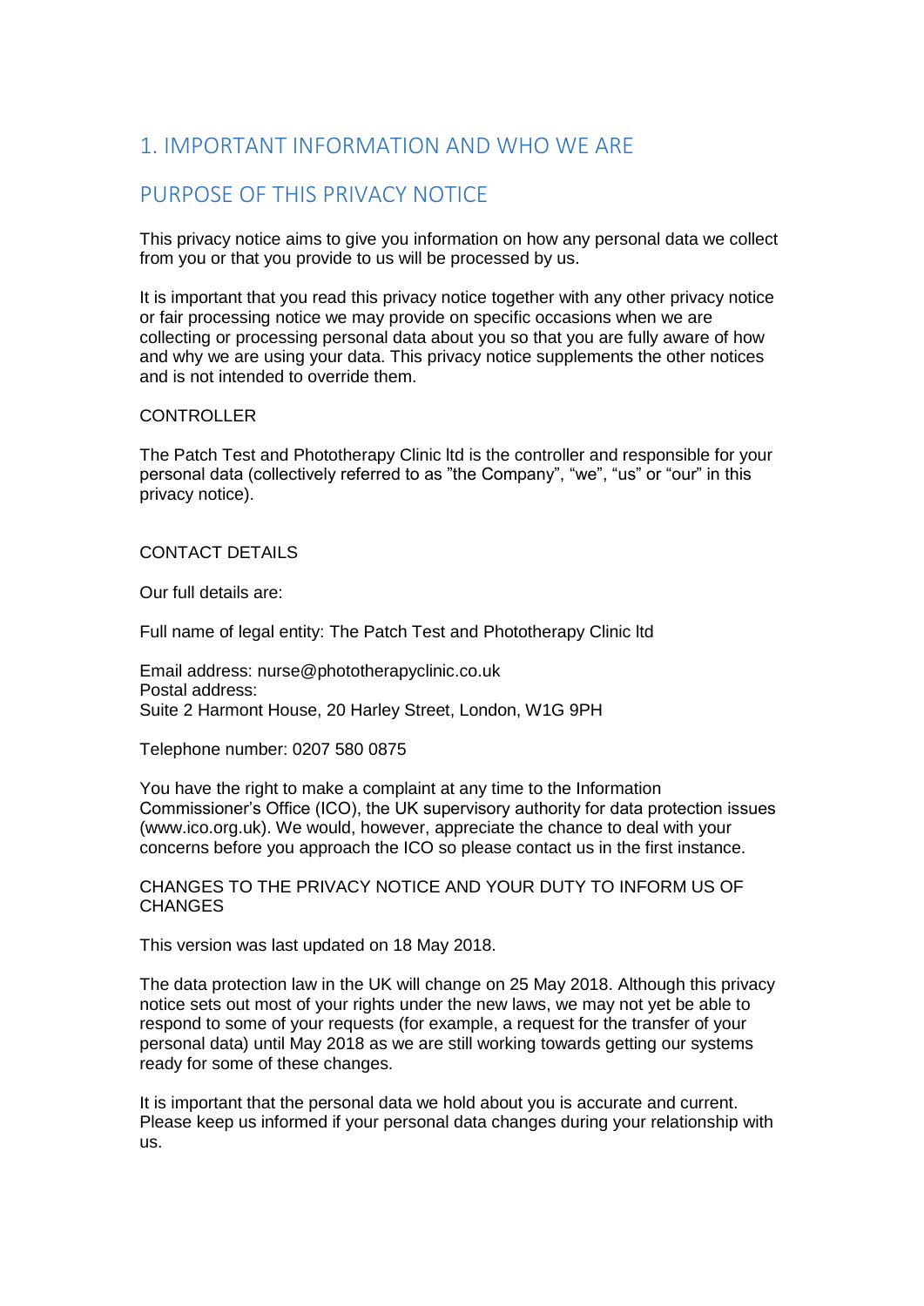# 1. IMPORTANT INFORMATION AND WHO WE ARE

## PURPOSE OF THIS PRIVACY NOTICE

This privacy notice aims to give you information on how any personal data we collect from you or that you provide to us will be processed by us.

It is important that you read this privacy notice together with any other privacy notice or fair processing notice we may provide on specific occasions when we are collecting or processing personal data about you so that you are fully aware of how and why we are using your data. This privacy notice supplements the other notices and is not intended to override them.

CONTROLLER

The Patch Test and Phototherapy Clinic ltd is the controller and responsible for your personal data (collectively referred to as "the Company", "we", "us" or "our" in this privacy notice).

CONTACT DETAILS

Our full details are:

Full name of legal entity: The Patch Test and Phototherapy Clinic ltd

Email address: nurse@phototherapyclinic.co.uk
Postal address:
Suite 2 Harmont House, 20 Harley Street, London, W1G 9PH

Telephone number: 0207 580 0875

You have the right to make a complaint at any time to the Information Commissioner's Office (ICO), the UK supervisory authority for data protection issues (www.ico.org.uk). We would, however, appreciate the chance to deal with your concerns before you approach the ICO so please contact us in the first instance.

CHANGES TO THE PRIVACY NOTICE AND YOUR DUTY TO INFORM US OF CHANGES

This version was last updated on 18 May 2018.

The data protection law in the UK will change on 25 May 2018. Although this privacy notice sets out most of your rights under the new laws, we may not yet be able to respond to some of your requests (for example, a request for the transfer of your personal data) until May 2018 as we are still working towards getting our systems ready for some of these changes.

It is important that the personal data we hold about you is accurate and current. Please keep us informed if your personal data changes during your relationship with us.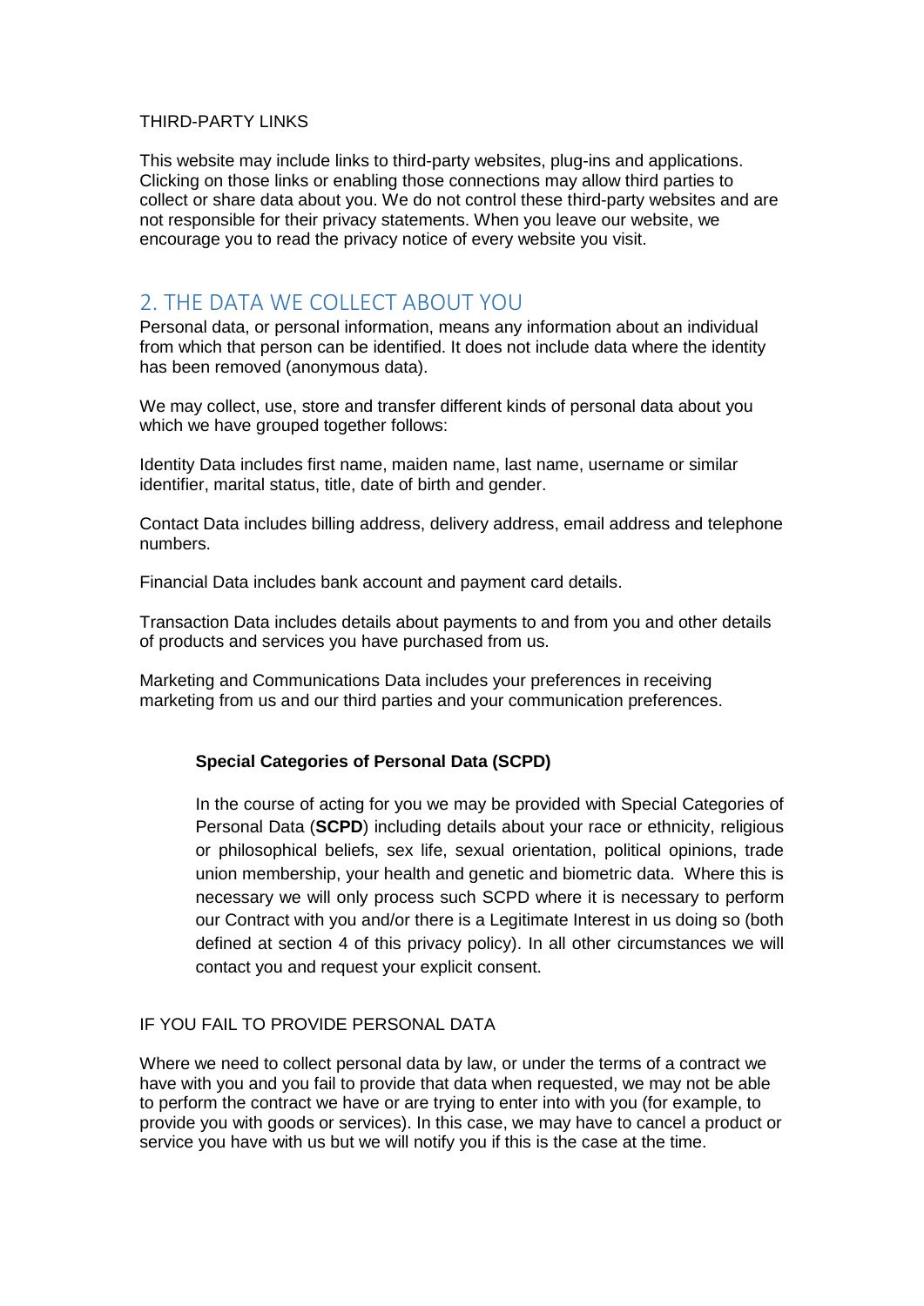THIRD-PARTY LINKS

This website may include links to third-party websites, plug-ins and applications. Clicking on those links or enabling those connections may allow third parties to collect or share data about you. We do not control these third-party websites and are not responsible for their privacy statements. When you leave our website, we encourage you to read the privacy notice of every website you visit.

## 2. THE DATA WE COLLECT ABOUT YOU

Personal data, or personal information, means any information about an individual from which that person can be identified. It does not include data where the identity has been removed (anonymous data).

We may collect, use, store and transfer different kinds of personal data about you which we have grouped together follows:

Identity Data includes first name, maiden name, last name, username or similar identifier, marital status, title, date of birth and gender.

Contact Data includes billing address, delivery address, email address and telephone numbers.

Financial Data includes bank account and payment card details.

Transaction Data includes details about payments to and from you and other details of products and services you have purchased from us.

Marketing and Communications Data includes your preferences in receiving marketing from us and our third parties and your communication preferences.

**Special Categories of Personal Data (SCPD)**

In the course of acting for you we may be provided with Special Categories of Personal Data (**SCPD**) including details about your race or ethnicity, religious or philosophical beliefs, sex life, sexual orientation, political opinions, trade union membership, your health and genetic and biometric data. Where this is necessary we will only process such SCPD where it is necessary to perform our Contract with you and/or there is a Legitimate Interest in us doing so (both defined at section 4 of this privacy policy). In all other circumstances we will contact you and request your explicit consent.

IF YOU FAIL TO PROVIDE PERSONAL DATA

Where we need to collect personal data by law, or under the terms of a contract we have with you and you fail to provide that data when requested, we may not be able to perform the contract we have or are trying to enter into with you (for example, to provide you with goods or services). In this case, we may have to cancel a product or service you have with us but we will notify you if this is the case at the time.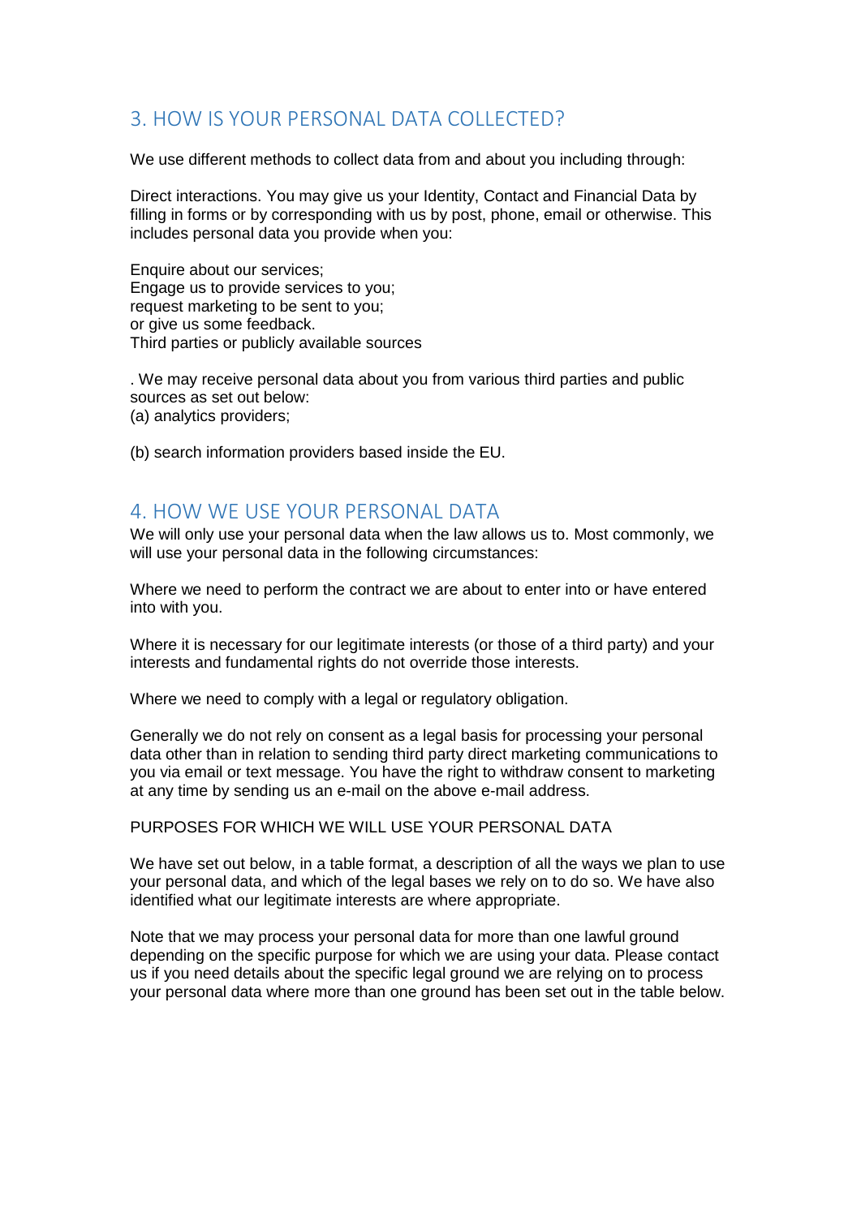## 3. HOW IS YOUR PERSONAL DATA COLLECTED?

We use different methods to collect data from and about you including through:

Direct interactions. You may give us your Identity, Contact and Financial Data by filling in forms or by corresponding with us by post, phone, email or otherwise. This includes personal data you provide when you:

Enquire about our services;
Engage us to provide services to you;
request marketing to be sent to you;
or give us some feedback.
Third parties or publicly available sources

. We may receive personal data about you from various third parties and public sources as set out below:
(a) analytics providers;

(b) search information providers based inside the EU.

## 4. HOW WE USE YOUR PERSONAL DATA

We will only use your personal data when the law allows us to. Most commonly, we will use your personal data in the following circumstances:

Where we need to perform the contract we are about to enter into or have entered into with you.

Where it is necessary for our legitimate interests (or those of a third party) and your interests and fundamental rights do not override those interests.

Where we need to comply with a legal or regulatory obligation.

Generally we do not rely on consent as a legal basis for processing your personal data other than in relation to sending third party direct marketing communications to you via email or text message. You have the right to withdraw consent to marketing at any time by sending us an e-mail on the above e-mail address.

PURPOSES FOR WHICH WE WILL USE YOUR PERSONAL DATA

We have set out below, in a table format, a description of all the ways we plan to use your personal data, and which of the legal bases we rely on to do so. We have also identified what our legitimate interests are where appropriate.

Note that we may process your personal data for more than one lawful ground depending on the specific purpose for which we are using your data. Please contact us if you need details about the specific legal ground we are relying on to process your personal data where more than one ground has been set out in the table below.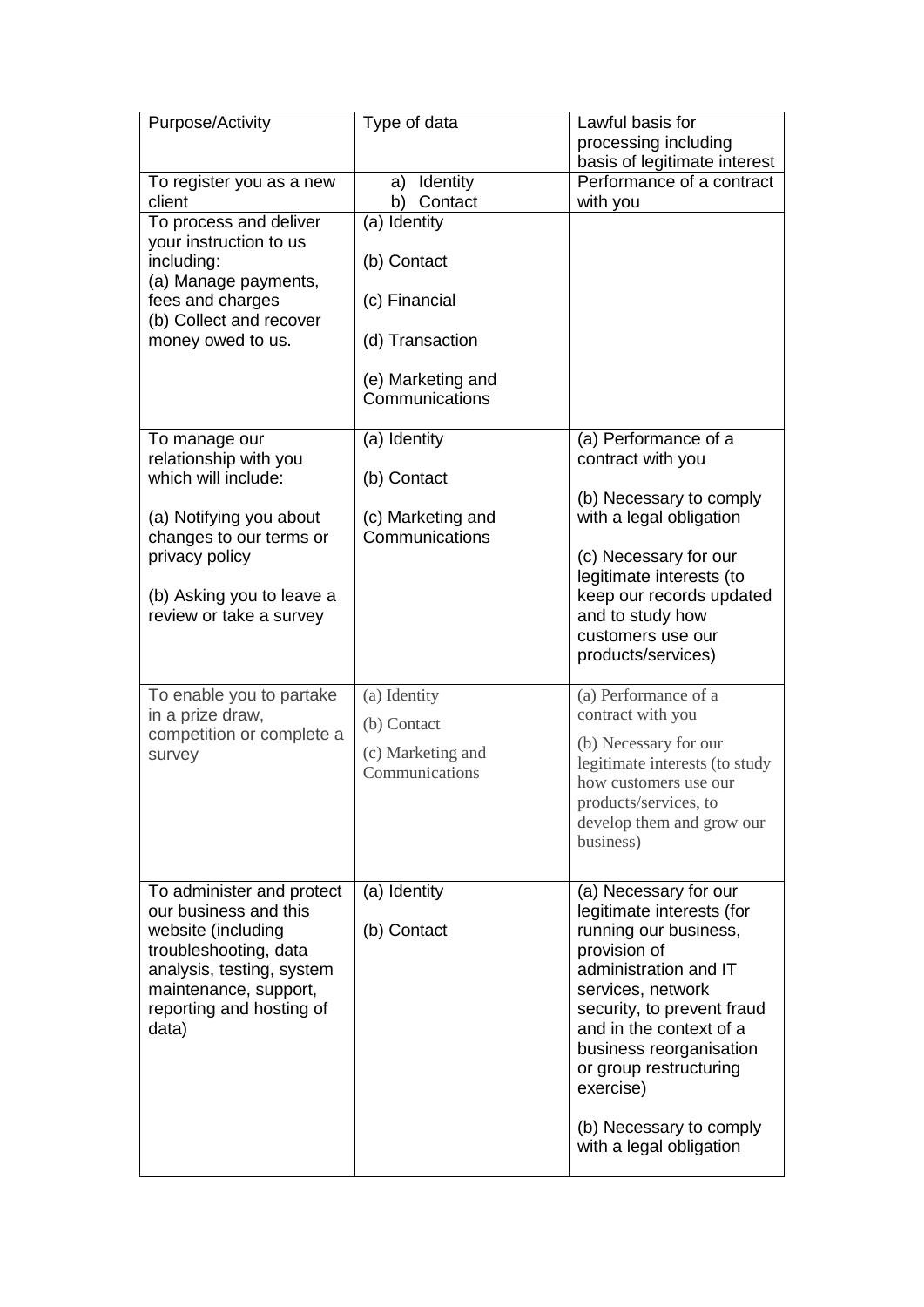| Purpose/Activity | Type of data | Lawful basis for processing including basis of legitimate interest |
| --- | --- | --- |
| To register you as a new client | a) Identity<br>b) Contact | Performance of a contract with you |
| To process and deliver your instruction to us including:<br>(a) Manage payments, fees and charges<br>(b) Collect and recover money owed to us. | (a) Identity<br>(b) Contact<br>(c) Financial<br>(d) Transaction<br>(e) Marketing and Communications | |
| To manage our relationship with you which will include:<br>(a) Notifying you about changes to our terms or privacy policy<br>(b) Asking you to leave a review or take a survey | (a) Identity<br>(b) Contact<br>(c) Marketing and Communications | (a) Performance of a contract with you<br>(b) Necessary to comply with a legal obligation<br>(c) Necessary for our legitimate interests (to keep our records updated and to study how customers use our products/services) |
| To enable you to partake in a prize draw, competition or complete a survey | (a) Identity<br>(b) Contact<br>(c) Marketing and Communications | (a) Performance of a contract with you<br>(b) Necessary for our legitimate interests (to study how customers use our products/services, to develop them and grow our business) |
| To administer and protect our business and this website (including troubleshooting, data analysis, testing, system maintenance, support, reporting and hosting of data) | (a) Identity<br>(b) Contact | (a) Necessary for our legitimate interests (for running our business, provision of administration and IT services, network security, to prevent fraud and in the context of a business reorganisation or group restructuring exercise)<br>(b) Necessary to comply with a legal obligation |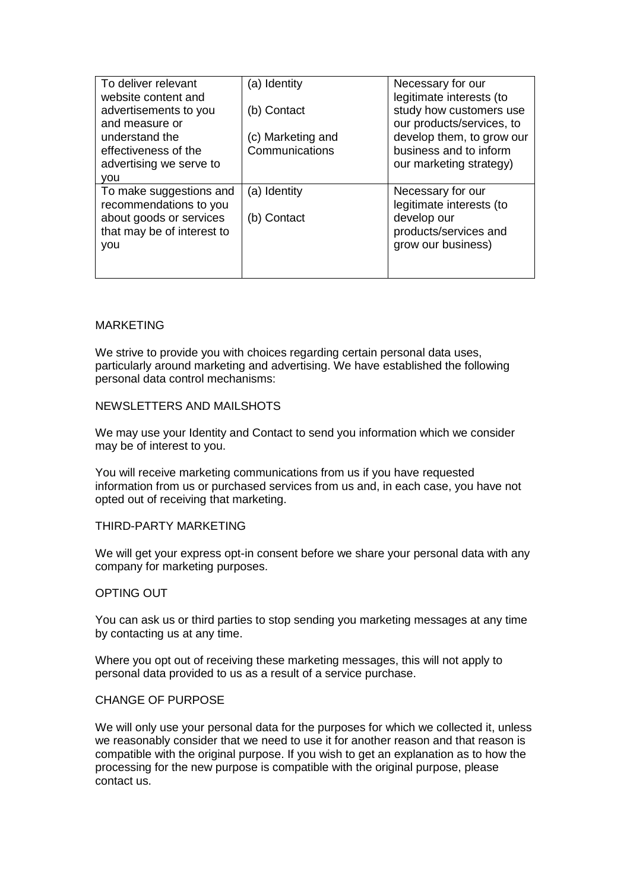| | | |
|---|---|---|
| To deliver relevant website content and advertisements to you and measure or understand the effectiveness of the advertising we serve to you | (a) Identity<br><br>(b) Contact<br><br>(c) Marketing and Communications | Necessary for our legitimate interests (to study how customers use our products/services, to develop them, to grow our business and to inform our marketing strategy) |
| To make suggestions and recommendations to you about goods or services that may be of interest to you | (a) Identity<br><br>(b) Contact | Necessary for our legitimate interests (to develop our products/services and grow our business) |

## MARKETING

We strive to provide you with choices regarding certain personal data uses, particularly around marketing and advertising. We have established the following personal data control mechanisms:

### NEWSLETTERS AND MAILSHOTS

We may use your Identity and Contact to send you information which we consider may be of interest to you.

You will receive marketing communications from us if you have requested information from us or purchased services from us and, in each case, you have not opted out of receiving that marketing.

### THIRD-PARTY MARKETING

We will get your express opt-in consent before we share your personal data with any company for marketing purposes.

### OPTING OUT

You can ask us or third parties to stop sending you marketing messages at any time by contacting us at any time.

Where you opt out of receiving these marketing messages, this will not apply to personal data provided to us as a result of a service purchase.

### CHANGE OF PURPOSE

We will only use your personal data for the purposes for which we collected it, unless we reasonably consider that we need to use it for another reason and that reason is compatible with the original purpose. If you wish to get an explanation as to how the processing for the new purpose is compatible with the original purpose, please contact us.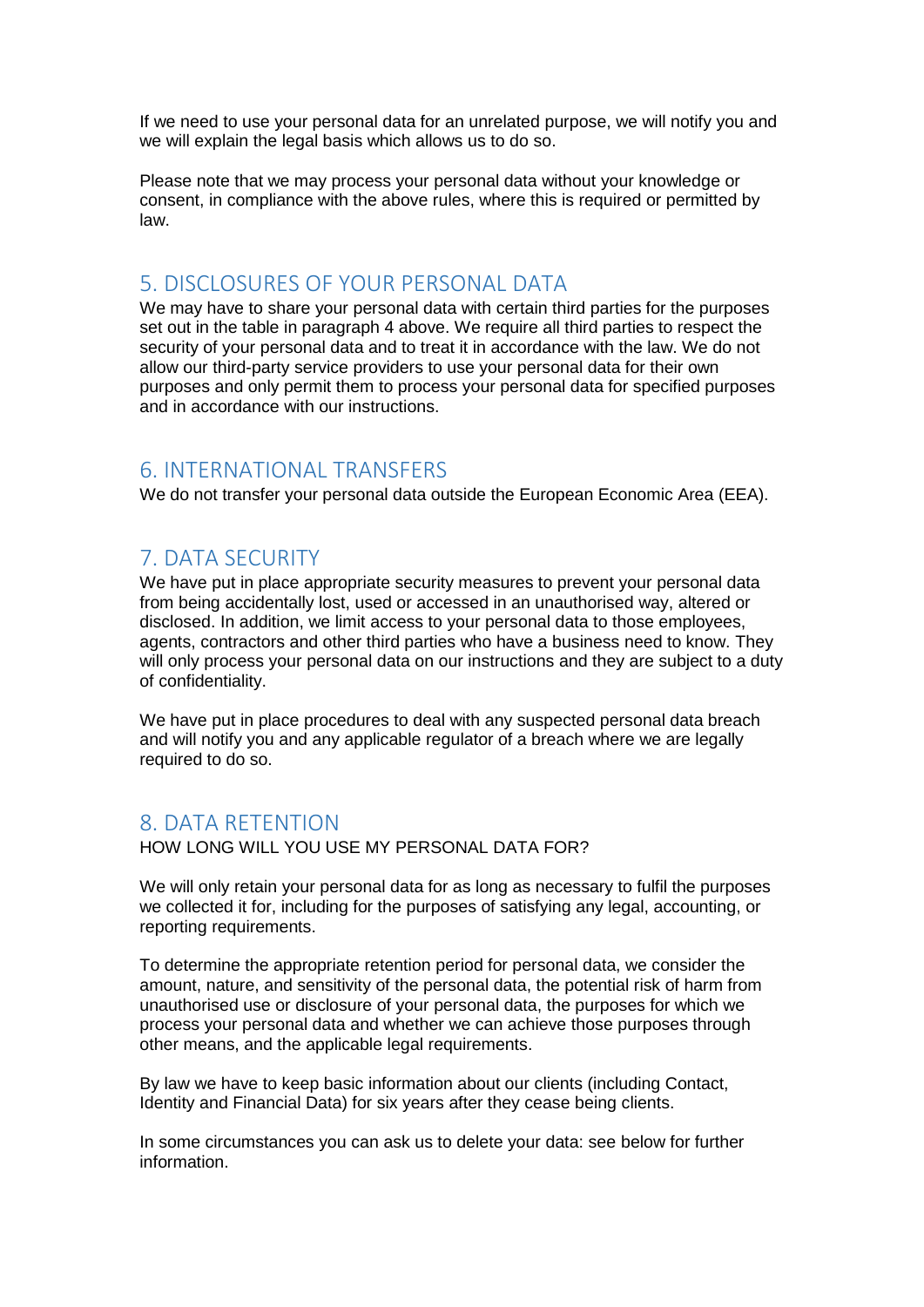If we need to use your personal data for an unrelated purpose, we will notify you and we will explain the legal basis which allows us to do so.

Please note that we may process your personal data without your knowledge or consent, in compliance with the above rules, where this is required or permitted by law.

## 5. DISCLOSURES OF YOUR PERSONAL DATA

We may have to share your personal data with certain third parties for the purposes set out in the table in paragraph 4 above. We require all third parties to respect the security of your personal data and to treat it in accordance with the law. We do not allow our third-party service providers to use your personal data for their own purposes and only permit them to process your personal data for specified purposes and in accordance with our instructions.

## 6. INTERNATIONAL TRANSFERS

We do not transfer your personal data outside the European Economic Area (EEA).

## 7. DATA SECURITY

We have put in place appropriate security measures to prevent your personal data from being accidentally lost, used or accessed in an unauthorised way, altered or disclosed. In addition, we limit access to your personal data to those employees, agents, contractors and other third parties who have a business need to know. They will only process your personal data on our instructions and they are subject to a duty of confidentiality.

We have put in place procedures to deal with any suspected personal data breach and will notify you and any applicable regulator of a breach where we are legally required to do so.

## 8. DATA RETENTION

HOW LONG WILL YOU USE MY PERSONAL DATA FOR?

We will only retain your personal data for as long as necessary to fulfil the purposes we collected it for, including for the purposes of satisfying any legal, accounting, or reporting requirements.

To determine the appropriate retention period for personal data, we consider the amount, nature, and sensitivity of the personal data, the potential risk of harm from unauthorised use or disclosure of your personal data, the purposes for which we process your personal data and whether we can achieve those purposes through other means, and the applicable legal requirements.

By law we have to keep basic information about our clients (including Contact, Identity and Financial Data) for six years after they cease being clients.

In some circumstances you can ask us to delete your data: see below for further information.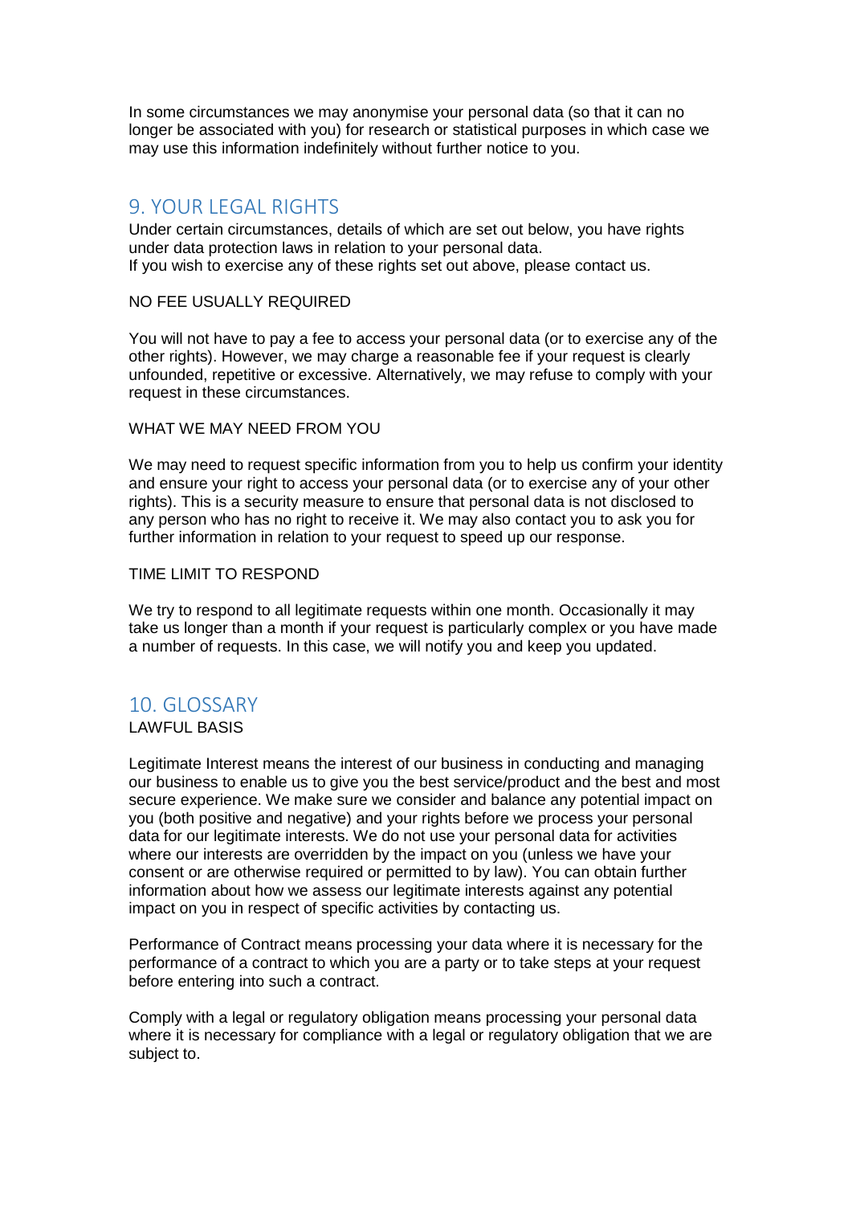In some circumstances we may anonymise your personal data (so that it can no longer be associated with you) for research or statistical purposes in which case we may use this information indefinitely without further notice to you.

## 9. YOUR LEGAL RIGHTS

Under certain circumstances, details of which are set out below, you have rights under data protection laws in relation to your personal data.
If you wish to exercise any of these rights set out above, please contact us.

NO FEE USUALLY REQUIRED

You will not have to pay a fee to access your personal data (or to exercise any of the other rights). However, we may charge a reasonable fee if your request is clearly unfounded, repetitive or excessive. Alternatively, we may refuse to comply with your request in these circumstances.

WHAT WE MAY NEED FROM YOU

We may need to request specific information from you to help us confirm your identity and ensure your right to access your personal data (or to exercise any of your other rights). This is a security measure to ensure that personal data is not disclosed to any person who has no right to receive it. We may also contact you to ask you for further information in relation to your request to speed up our response.

TIME LIMIT TO RESPOND

We try to respond to all legitimate requests within one month. Occasionally it may take us longer than a month if your request is particularly complex or you have made a number of requests. In this case, we will notify you and keep you updated.

## 10. GLOSSARY

LAWFUL BASIS

Legitimate Interest means the interest of our business in conducting and managing our business to enable us to give you the best service/product and the best and most secure experience. We make sure we consider and balance any potential impact on you (both positive and negative) and your rights before we process your personal data for our legitimate interests. We do not use your personal data for activities where our interests are overridden by the impact on you (unless we have your consent or are otherwise required or permitted to by law). You can obtain further information about how we assess our legitimate interests against any potential impact on you in respect of specific activities by contacting us.

Performance of Contract means processing your data where it is necessary for the performance of a contract to which you are a party or to take steps at your request before entering into such a contract.

Comply with a legal or regulatory obligation means processing your personal data where it is necessary for compliance with a legal or regulatory obligation that we are subject to.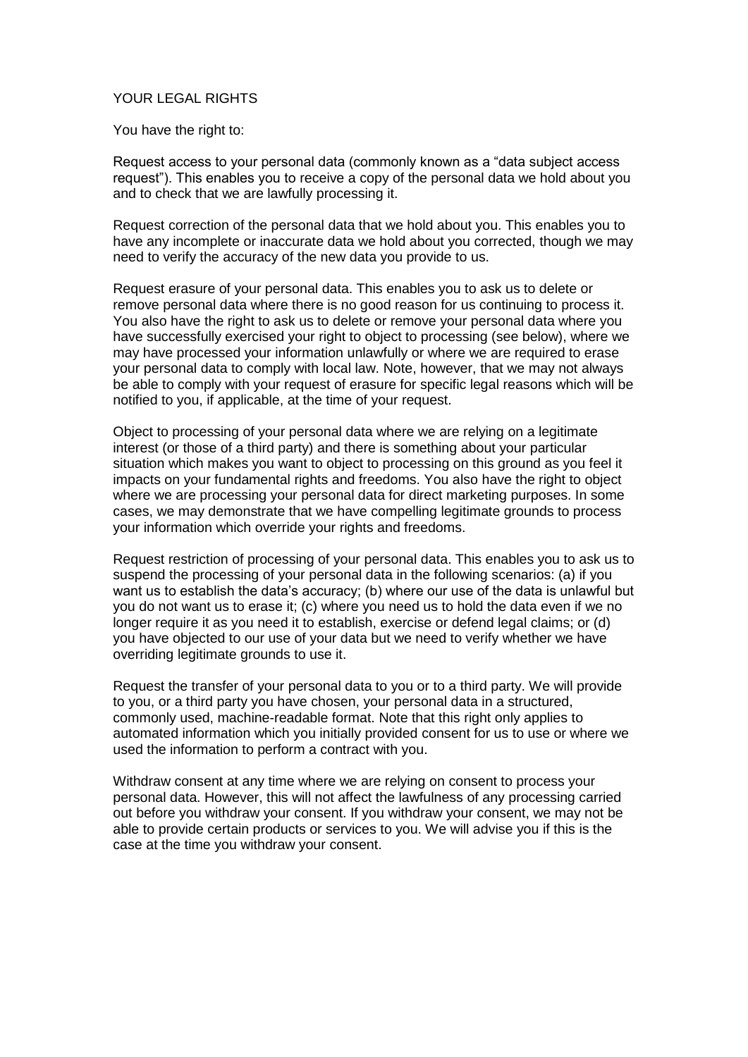## YOUR LEGAL RIGHTS

You have the right to:

Request access to your personal data (commonly known as a "data subject access request"). This enables you to receive a copy of the personal data we hold about you and to check that we are lawfully processing it.

Request correction of the personal data that we hold about you. This enables you to have any incomplete or inaccurate data we hold about you corrected, though we may need to verify the accuracy of the new data you provide to us.

Request erasure of your personal data. This enables you to ask us to delete or remove personal data where there is no good reason for us continuing to process it. You also have the right to ask us to delete or remove your personal data where you have successfully exercised your right to object to processing (see below), where we may have processed your information unlawfully or where we are required to erase your personal data to comply with local law. Note, however, that we may not always be able to comply with your request of erasure for specific legal reasons which will be notified to you, if applicable, at the time of your request.

Object to processing of your personal data where we are relying on a legitimate interest (or those of a third party) and there is something about your particular situation which makes you want to object to processing on this ground as you feel it impacts on your fundamental rights and freedoms. You also have the right to object where we are processing your personal data for direct marketing purposes. In some cases, we may demonstrate that we have compelling legitimate grounds to process your information which override your rights and freedoms.

Request restriction of processing of your personal data. This enables you to ask us to suspend the processing of your personal data in the following scenarios: (a) if you want us to establish the data's accuracy; (b) where our use of the data is unlawful but you do not want us to erase it; (c) where you need us to hold the data even if we no longer require it as you need it to establish, exercise or defend legal claims; or (d) you have objected to our use of your data but we need to verify whether we have overriding legitimate grounds to use it.

Request the transfer of your personal data to you or to a third party. We will provide to you, or a third party you have chosen, your personal data in a structured, commonly used, machine-readable format. Note that this right only applies to automated information which you initially provided consent for us to use or where we used the information to perform a contract with you.

Withdraw consent at any time where we are relying on consent to process your personal data. However, this will not affect the lawfulness of any processing carried out before you withdraw your consent. If you withdraw your consent, we may not be able to provide certain products or services to you. We will advise you if this is the case at the time you withdraw your consent.